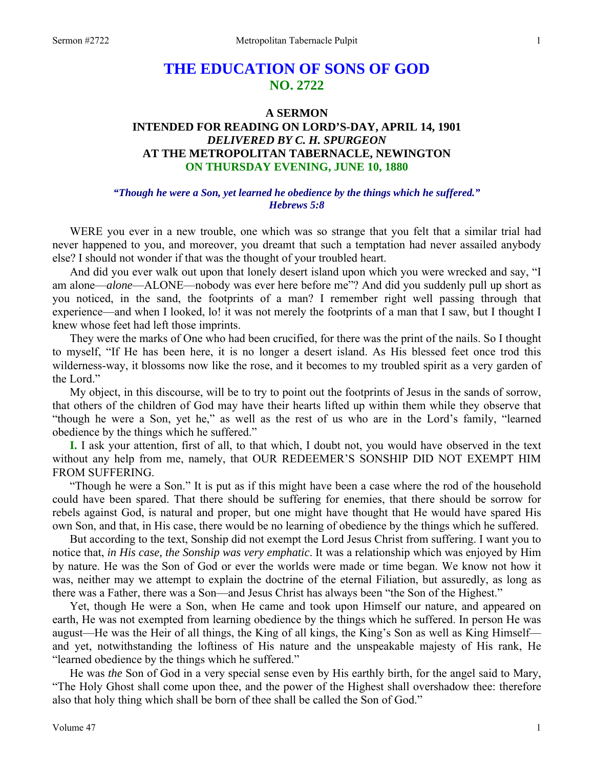# THE EDUCATION OF SONS OF GOD
## NO. 2722

### A SERMON
### INTENDED FOR READING ON LORD'S-DAY, APRIL 14, 1901
### *DELIVERED BY C. H. SPURGEON*
### AT THE METROPOLITAN TABERNACLE, NEWINGTON
### ON THURSDAY EVENING, JUNE 10, 1880

***"Though he were a Son, yet learned he obedience by the things which he suffered." Hebrews 5:8***

WERE you ever in a new trouble, one which was so strange that you felt that a similar trial had never happened to you, and moreover, you dreamt that such a temptation had never assailed anybody else? I should not wonder if that was the thought of your troubled heart.

And did you ever walk out upon that lonely desert island upon which you were wrecked and say, "I am alone—*alone*—ALONE—nobody was ever here before me"? And did you suddenly pull up short as you noticed, in the sand, the footprints of a man? I remember right well passing through that experience—and when I looked, lo! it was not merely the footprints of a man that I saw, but I thought I knew whose feet had left those imprints.

They were the marks of One who had been crucified, for there was the print of the nails. So I thought to myself, "If He has been here, it is no longer a desert island. As His blessed feet once trod this wilderness-way, it blossoms now like the rose, and it becomes to my troubled spirit as a very garden of the Lord."

My object, in this discourse, will be to try to point out the footprints of Jesus in the sands of sorrow, that others of the children of God may have their hearts lifted up within them while they observe that "though he were a Son, yet he," as well as the rest of us who are in the Lord's family, "learned obedience by the things which he suffered."

**I.** I ask your attention, first of all, to that which, I doubt not, you would have observed in the text without any help from me, namely, that OUR REDEEMER'S SONSHIP DID NOT EXEMPT HIM FROM SUFFERING.

"Though he were a Son." It is put as if this might have been a case where the rod of the household could have been spared. That there should be suffering for enemies, that there should be sorrow for rebels against God, is natural and proper, but one might have thought that He would have spared His own Son, and that, in His case, there would be no learning of obedience by the things which he suffered.

But according to the text, Sonship did not exempt the Lord Jesus Christ from suffering. I want you to notice that, *in His case, the Sonship was very emphatic*. It was a relationship which was enjoyed by Him by nature. He was the Son of God or ever the worlds were made or time began. We know not how it was, neither may we attempt to explain the doctrine of the eternal Filiation, but assuredly, as long as there was a Father, there was a Son—and Jesus Christ has always been "the Son of the Highest."

Yet, though He were a Son, when He came and took upon Himself our nature, and appeared on earth, He was not exempted from learning obedience by the things which he suffered. In person He was august—He was the Heir of all things, the King of all kings, the King's Son as well as King Himself—and yet, notwithstanding the loftiness of His nature and the unspeakable majesty of His rank, He "learned obedience by the things which he suffered."

He was *the* Son of God in a very special sense even by His earthly birth, for the angel said to Mary, "The Holy Ghost shall come upon thee, and the power of the Highest shall overshadow thee: therefore also that holy thing which shall be born of thee shall be called the Son of God."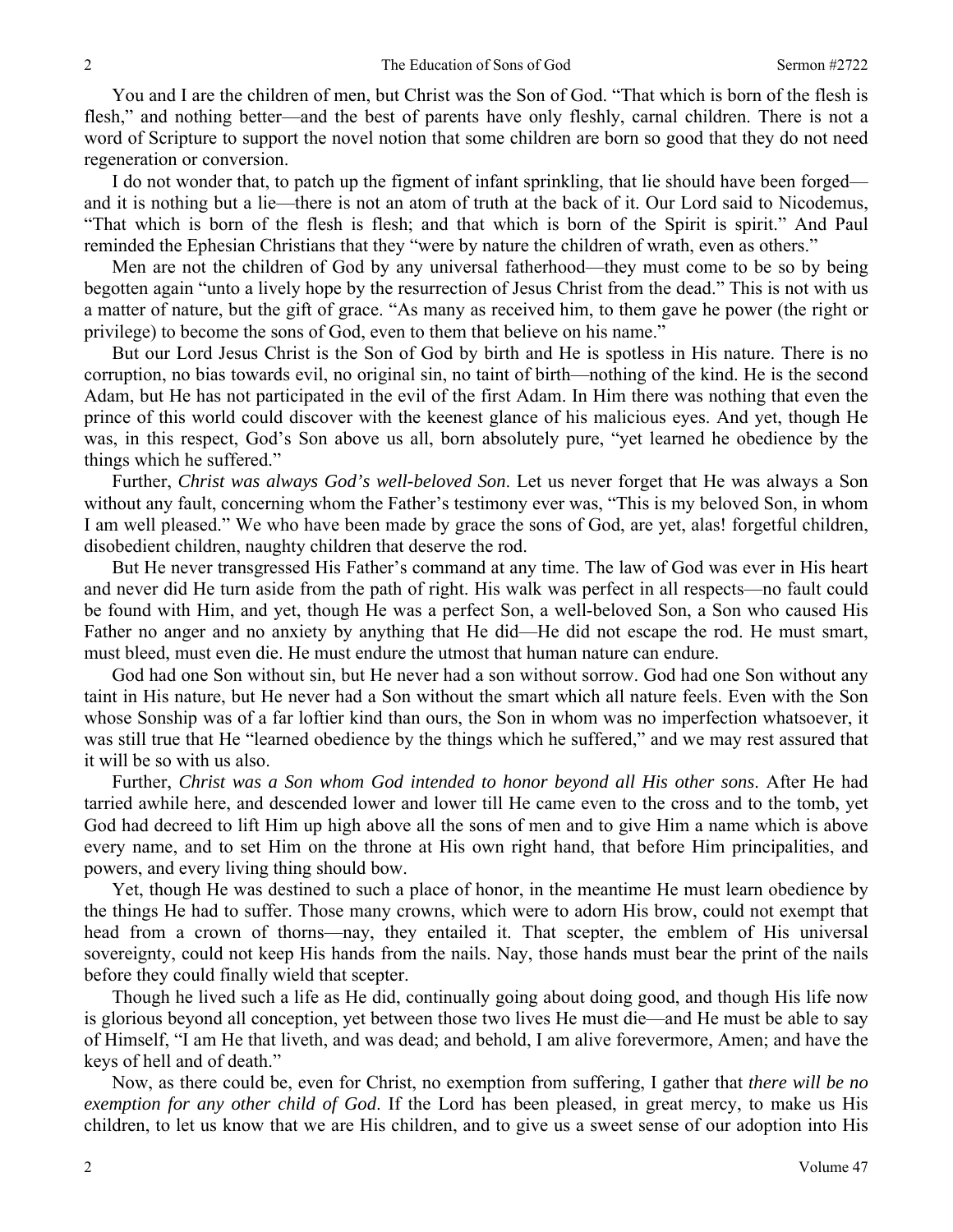You and I are the children of men, but Christ was the Son of God. "That which is born of the flesh is flesh," and nothing better—and the best of parents have only fleshly, carnal children. There is not a word of Scripture to support the novel notion that some children are born so good that they do not need regeneration or conversion.

I do not wonder that, to patch up the figment of infant sprinkling, that lie should have been forged—and it is nothing but a lie—there is not an atom of truth at the back of it. Our Lord said to Nicodemus, "That which is born of the flesh is flesh; and that which is born of the Spirit is spirit." And Paul reminded the Ephesian Christians that they "were by nature the children of wrath, even as others."

Men are not the children of God by any universal fatherhood—they must come to be so by being begotten again "unto a lively hope by the resurrection of Jesus Christ from the dead." This is not with us a matter of nature, but the gift of grace. "As many as received him, to them gave he power (the right or privilege) to become the sons of God, even to them that believe on his name."

But our Lord Jesus Christ is the Son of God by birth and He is spotless in His nature. There is no corruption, no bias towards evil, no original sin, no taint of birth—nothing of the kind. He is the second Adam, but He has not participated in the evil of the first Adam. In Him there was nothing that even the prince of this world could discover with the keenest glance of his malicious eyes. And yet, though He was, in this respect, God's Son above us all, born absolutely pure, "yet learned he obedience by the things which he suffered."

Further, *Christ was always God's well-beloved Son*. Let us never forget that He was always a Son without any fault, concerning whom the Father's testimony ever was, "This is my beloved Son, in whom I am well pleased." We who have been made by grace the sons of God, are yet, alas! forgetful children, disobedient children, naughty children that deserve the rod.

But He never transgressed His Father's command at any time. The law of God was ever in His heart and never did He turn aside from the path of right. His walk was perfect in all respects—no fault could be found with Him, and yet, though He was a perfect Son, a well-beloved Son, a Son who caused His Father no anger and no anxiety by anything that He did—He did not escape the rod. He must smart, must bleed, must even die. He must endure the utmost that human nature can endure.

God had one Son without sin, but He never had a son without sorrow. God had one Son without any taint in His nature, but He never had a Son without the smart which all nature feels. Even with the Son whose Sonship was of a far loftier kind than ours, the Son in whom was no imperfection whatsoever, it was still true that He "learned obedience by the things which he suffered," and we may rest assured that it will be so with us also.

Further, *Christ was a Son whom God intended to honor beyond all His other sons*. After He had tarried awhile here, and descended lower and lower till He came even to the cross and to the tomb, yet God had decreed to lift Him up high above all the sons of men and to give Him a name which is above every name, and to set Him on the throne at His own right hand, that before Him principalities, and powers, and every living thing should bow.

Yet, though He was destined to such a place of honor, in the meantime He must learn obedience by the things He had to suffer. Those many crowns, which were to adorn His brow, could not exempt that head from a crown of thorns—nay, they entailed it. That scepter, the emblem of His universal sovereignty, could not keep His hands from the nails. Nay, those hands must bear the print of the nails before they could finally wield that scepter.

Though he lived such a life as He did, continually going about doing good, and though His life now is glorious beyond all conception, yet between those two lives He must die—and He must be able to say of Himself, "I am He that liveth, and was dead; and behold, I am alive forevermore, Amen; and have the keys of hell and of death."

Now, as there could be, even for Christ, no exemption from suffering, I gather that *there will be no exemption for any other child of God*. If the Lord has been pleased, in great mercy, to make us His children, to let us know that we are His children, and to give us a sweet sense of our adoption into His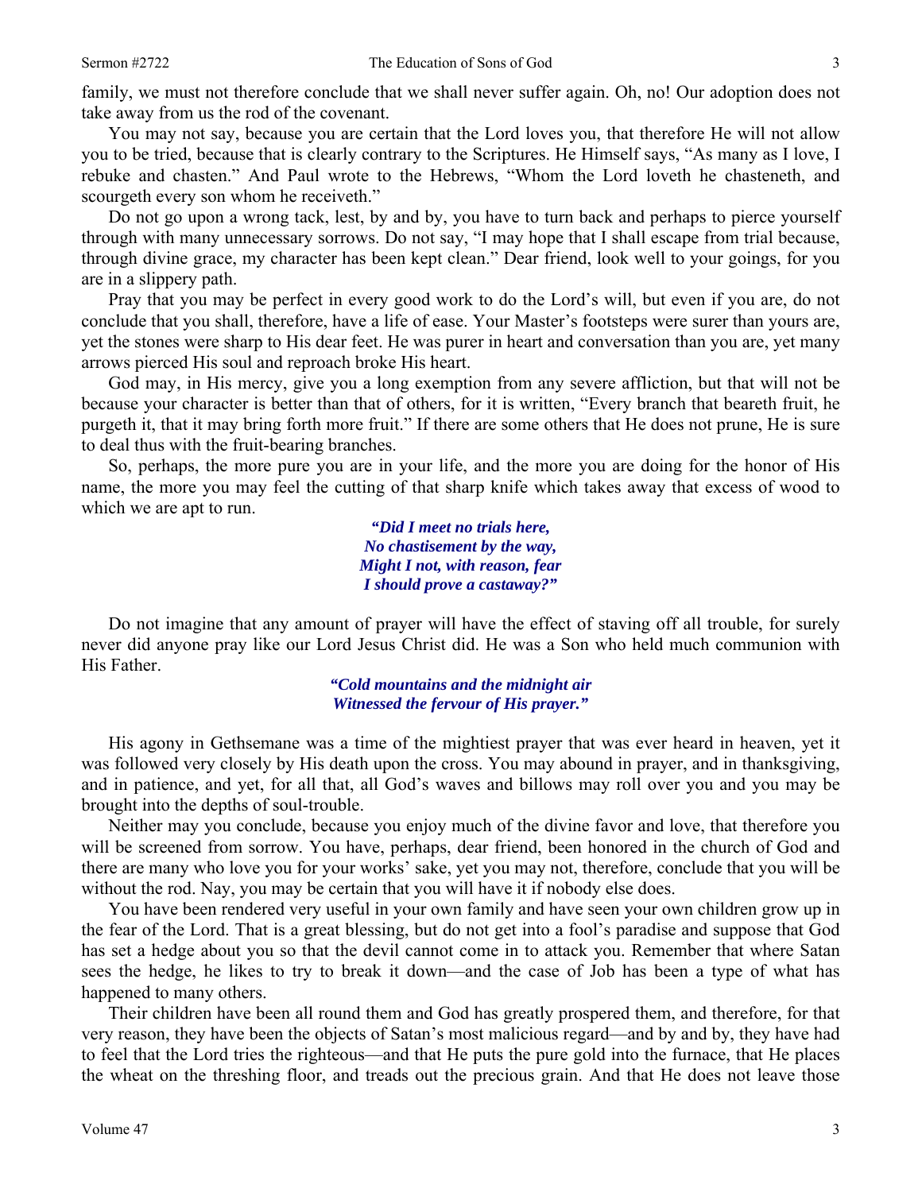family, we must not therefore conclude that we shall never suffer again. Oh, no! Our adoption does not take away from us the rod of the covenant.

You may not say, because you are certain that the Lord loves you, that therefore He will not allow you to be tried, because that is clearly contrary to the Scriptures. He Himself says, "As many as I love, I rebuke and chasten." And Paul wrote to the Hebrews, "Whom the Lord loveth he chasteneth, and scourgeth every son whom he receiveth."

Do not go upon a wrong tack, lest, by and by, you have to turn back and perhaps to pierce yourself through with many unnecessary sorrows. Do not say, "I may hope that I shall escape from trial because, through divine grace, my character has been kept clean." Dear friend, look well to your goings, for you are in a slippery path.

Pray that you may be perfect in every good work to do the Lord's will, but even if you are, do not conclude that you shall, therefore, have a life of ease. Your Master's footsteps were surer than yours are, yet the stones were sharp to His dear feet. He was purer in heart and conversation than you are, yet many arrows pierced His soul and reproach broke His heart.

God may, in His mercy, give you a long exemption from any severe affliction, but that will not be because your character is better than that of others, for it is written, "Every branch that beareth fruit, he purgeth it, that it may bring forth more fruit." If there are some others that He does not prune, He is sure to deal thus with the fruit-bearing branches.

So, perhaps, the more pure you are in your life, and the more you are doing for the honor of His name, the more you may feel the cutting of that sharp knife which takes away that excess of wood to which we are apt to run.

> ***"Did I meet no trials here,***
> ***No chastisement by the way,***
> ***Might I not, with reason, fear***
> ***I should prove a castaway?"***

Do not imagine that any amount of prayer will have the effect of staving off all trouble, for surely never did anyone pray like our Lord Jesus Christ did. He was a Son who held much communion with His Father.

> ***"Cold mountains and the midnight air***
> ***Witnessed the fervour of His prayer."***

His agony in Gethsemane was a time of the mightiest prayer that was ever heard in heaven, yet it was followed very closely by His death upon the cross. You may abound in prayer, and in thanksgiving, and in patience, and yet, for all that, all God's waves and billows may roll over you and you may be brought into the depths of soul-trouble.

Neither may you conclude, because you enjoy much of the divine favor and love, that therefore you will be screened from sorrow. You have, perhaps, dear friend, been honored in the church of God and there are many who love you for your works' sake, yet you may not, therefore, conclude that you will be without the rod. Nay, you may be certain that you will have it if nobody else does.

You have been rendered very useful in your own family and have seen your own children grow up in the fear of the Lord. That is a great blessing, but do not get into a fool's paradise and suppose that God has set a hedge about you so that the devil cannot come in to attack you. Remember that where Satan sees the hedge, he likes to try to break it down—and the case of Job has been a type of what has happened to many others.

Their children have been all round them and God has greatly prospered them, and therefore, for that very reason, they have been the objects of Satan's most malicious regard—and by and by, they have had to feel that the Lord tries the righteous—and that He puts the pure gold into the furnace, that He places the wheat on the threshing floor, and treads out the precious grain. And that He does not leave those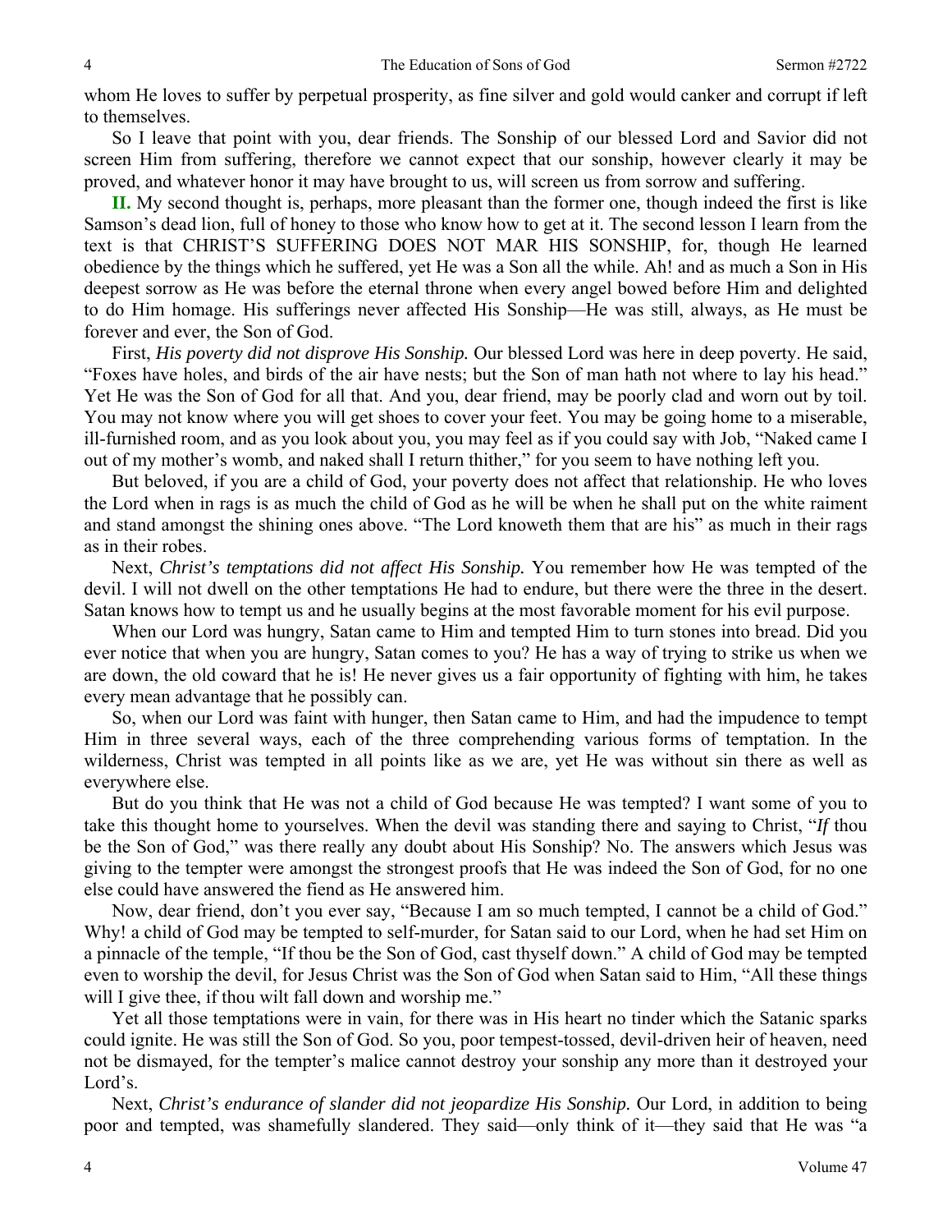whom He loves to suffer by perpetual prosperity, as fine silver and gold would canker and corrupt if left to themselves.

So I leave that point with you, dear friends. The Sonship of our blessed Lord and Savior did not screen Him from suffering, therefore we cannot expect that our sonship, however clearly it may be proved, and whatever honor it may have brought to us, will screen us from sorrow and suffering.

**II.** My second thought is, perhaps, more pleasant than the former one, though indeed the first is like Samson's dead lion, full of honey to those who know how to get at it. The second lesson I learn from the text is that CHRIST'S SUFFERING DOES NOT MAR HIS SONSHIP, for, though He learned obedience by the things which he suffered, yet He was a Son all the while. Ah! and as much a Son in His deepest sorrow as He was before the eternal throne when every angel bowed before Him and delighted to do Him homage. His sufferings never affected His Sonship—He was still, always, as He must be forever and ever, the Son of God.

First, *His poverty did not disprove His Sonship.* Our blessed Lord was here in deep poverty. He said, "Foxes have holes, and birds of the air have nests; but the Son of man hath not where to lay his head." Yet He was the Son of God for all that. And you, dear friend, may be poorly clad and worn out by toil. You may not know where you will get shoes to cover your feet. You may be going home to a miserable, ill-furnished room, and as you look about you, you may feel as if you could say with Job, "Naked came I out of my mother's womb, and naked shall I return thither," for you seem to have nothing left you.

But beloved, if you are a child of God, your poverty does not affect that relationship. He who loves the Lord when in rags is as much the child of God as he will be when he shall put on the white raiment and stand amongst the shining ones above. "The Lord knoweth them that are his" as much in their rags as in their robes.

Next, *Christ's temptations did not affect His Sonship.* You remember how He was tempted of the devil. I will not dwell on the other temptations He had to endure, but there were the three in the desert. Satan knows how to tempt us and he usually begins at the most favorable moment for his evil purpose.

When our Lord was hungry, Satan came to Him and tempted Him to turn stones into bread. Did you ever notice that when you are hungry, Satan comes to you? He has a way of trying to strike us when we are down, the old coward that he is! He never gives us a fair opportunity of fighting with him, he takes every mean advantage that he possibly can.

So, when our Lord was faint with hunger, then Satan came to Him, and had the impudence to tempt Him in three several ways, each of the three comprehending various forms of temptation. In the wilderness, Christ was tempted in all points like as we are, yet He was without sin there as well as everywhere else.

But do you think that He was not a child of God because He was tempted? I want some of you to take this thought home to yourselves. When the devil was standing there and saying to Christ, "*If* thou be the Son of God," was there really any doubt about His Sonship? No. The answers which Jesus was giving to the tempter were amongst the strongest proofs that He was indeed the Son of God, for no one else could have answered the fiend as He answered him.

Now, dear friend, don't you ever say, "Because I am so much tempted, I cannot be a child of God." Why! a child of God may be tempted to self-murder, for Satan said to our Lord, when he had set Him on a pinnacle of the temple, "If thou be the Son of God, cast thyself down." A child of God may be tempted even to worship the devil, for Jesus Christ was the Son of God when Satan said to Him, "All these things will I give thee, if thou wilt fall down and worship me."

Yet all those temptations were in vain, for there was in His heart no tinder which the Satanic sparks could ignite. He was still the Son of God. So you, poor tempest-tossed, devil-driven heir of heaven, need not be dismayed, for the tempter's malice cannot destroy your sonship any more than it destroyed your Lord's.

Next, *Christ's endurance of slander did not jeopardize His Sonship.* Our Lord, in addition to being poor and tempted, was shamefully slandered. They said—only think of it—they said that He was "a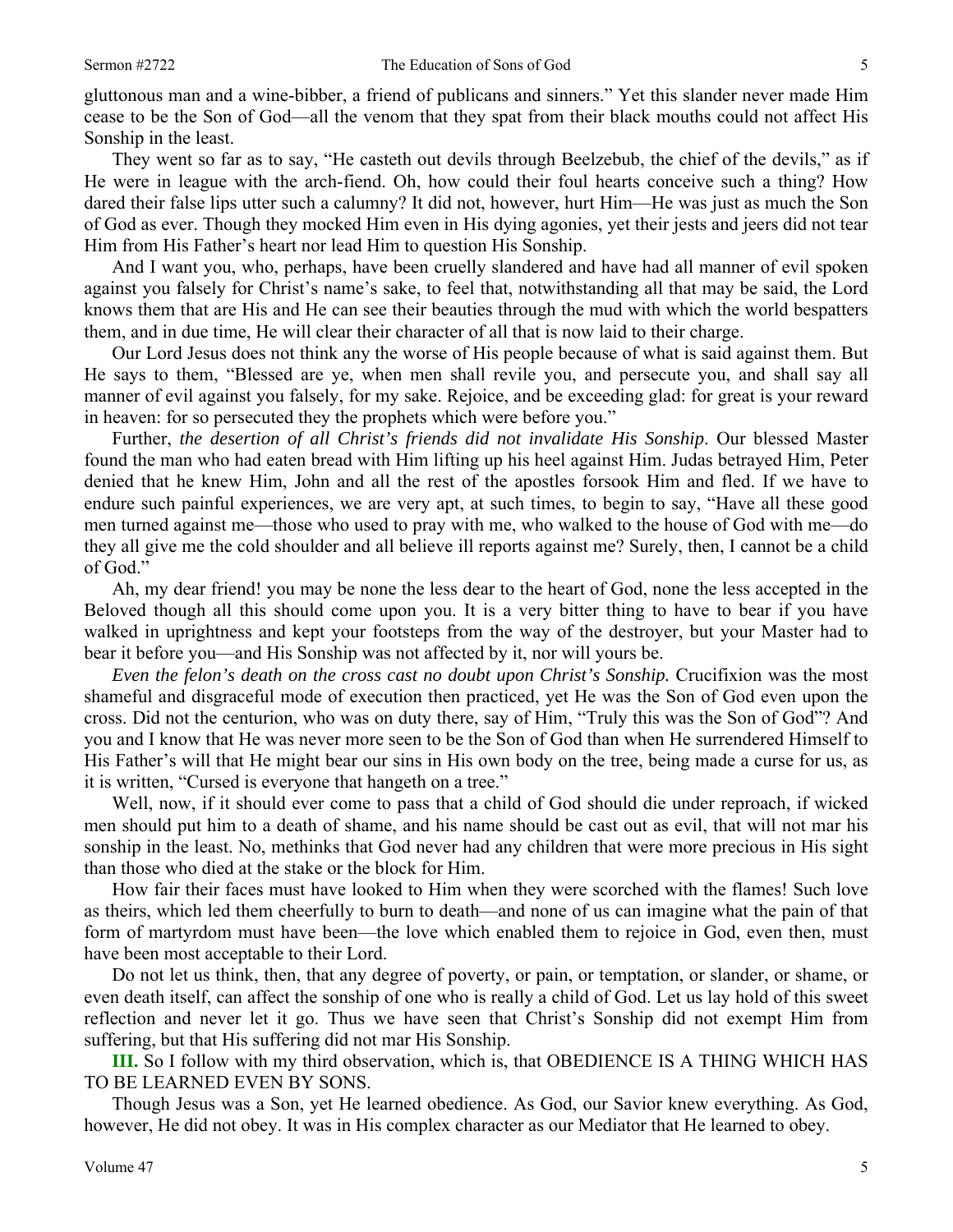gluttonous man and a wine-bibber, a friend of publicans and sinners." Yet this slander never made Him cease to be the Son of God—all the venom that they spat from their black mouths could not affect His Sonship in the least.

They went so far as to say, "He casteth out devils through Beelzebub, the chief of the devils," as if He were in league with the arch-fiend. Oh, how could their foul hearts conceive such a thing? How dared their false lips utter such a calumny? It did not, however, hurt Him—He was just as much the Son of God as ever. Though they mocked Him even in His dying agonies, yet their jests and jeers did not tear Him from His Father's heart nor lead Him to question His Sonship.

And I want you, who, perhaps, have been cruelly slandered and have had all manner of evil spoken against you falsely for Christ's name's sake, to feel that, notwithstanding all that may be said, the Lord knows them that are His and He can see their beauties through the mud with which the world bespatters them, and in due time, He will clear their character of all that is now laid to their charge.

Our Lord Jesus does not think any the worse of His people because of what is said against them. But He says to them, "Blessed are ye, when men shall revile you, and persecute you, and shall say all manner of evil against you falsely, for my sake. Rejoice, and be exceeding glad: for great is your reward in heaven: for so persecuted they the prophets which were before you."

Further, *the desertion of all Christ's friends did not invalidate His Sonship*. Our blessed Master found the man who had eaten bread with Him lifting up his heel against Him. Judas betrayed Him, Peter denied that he knew Him, John and all the rest of the apostles forsook Him and fled. If we have to endure such painful experiences, we are very apt, at such times, to begin to say, "Have all these good men turned against me—those who used to pray with me, who walked to the house of God with me—do they all give me the cold shoulder and all believe ill reports against me? Surely, then, I cannot be a child of God."

Ah, my dear friend! you may be none the less dear to the heart of God, none the less accepted in the Beloved though all this should come upon you. It is a very bitter thing to have to bear if you have walked in uprightness and kept your footsteps from the way of the destroyer, but your Master had to bear it before you—and His Sonship was not affected by it, nor will yours be.

*Even the felon's death on the cross cast no doubt upon Christ's Sonship.* Crucifixion was the most shameful and disgraceful mode of execution then practiced, yet He was the Son of God even upon the cross. Did not the centurion, who was on duty there, say of Him, "Truly this was the Son of God"? And you and I know that He was never more seen to be the Son of God than when He surrendered Himself to His Father's will that He might bear our sins in His own body on the tree, being made a curse for us, as it is written, "Cursed is everyone that hangeth on a tree."

Well, now, if it should ever come to pass that a child of God should die under reproach, if wicked men should put him to a death of shame, and his name should be cast out as evil, that will not mar his sonship in the least. No, methinks that God never had any children that were more precious in His sight than those who died at the stake or the block for Him.

How fair their faces must have looked to Him when they were scorched with the flames! Such love as theirs, which led them cheerfully to burn to death—and none of us can imagine what the pain of that form of martyrdom must have been—the love which enabled them to rejoice in God, even then, must have been most acceptable to their Lord.

Do not let us think, then, that any degree of poverty, or pain, or temptation, or slander, or shame, or even death itself, can affect the sonship of one who is really a child of God. Let us lay hold of this sweet reflection and never let it go. Thus we have seen that Christ's Sonship did not exempt Him from suffering, but that His suffering did not mar His Sonship.

**III.** So I follow with my third observation, which is, that OBEDIENCE IS A THING WHICH HAS TO BE LEARNED EVEN BY SONS.

Though Jesus was a Son, yet He learned obedience. As God, our Savior knew everything. As God, however, He did not obey. It was in His complex character as our Mediator that He learned to obey.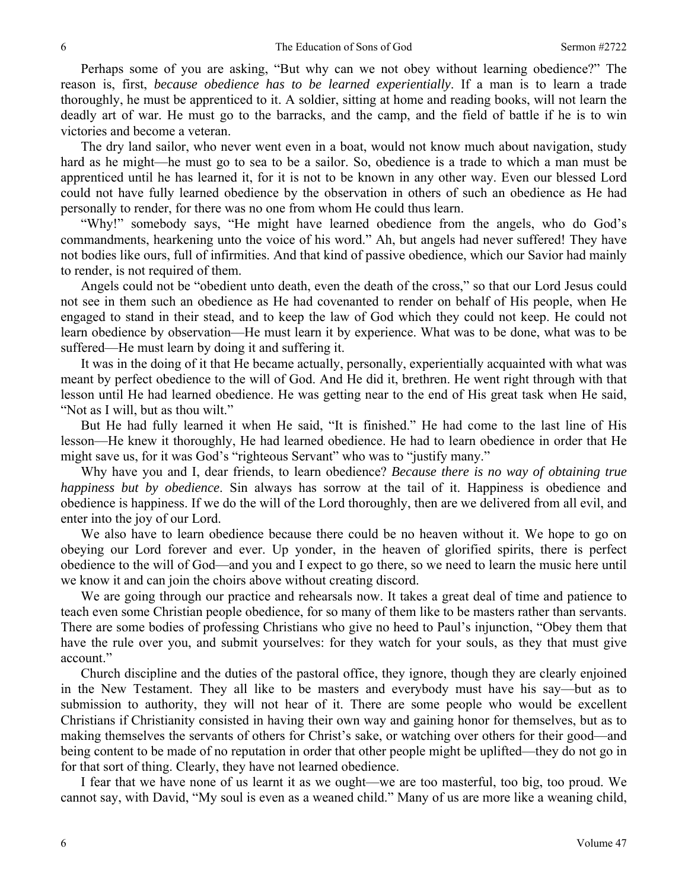Perhaps some of you are asking, "But why can we not obey without learning obedience?" The reason is, first, *because obedience has to be learned experientially*. If a man is to learn a trade thoroughly, he must be apprenticed to it. A soldier, sitting at home and reading books, will not learn the deadly art of war. He must go to the barracks, and the camp, and the field of battle if he is to win victories and become a veteran.

The dry land sailor, who never went even in a boat, would not know much about navigation, study hard as he might—he must go to sea to be a sailor. So, obedience is a trade to which a man must be apprenticed until he has learned it, for it is not to be known in any other way. Even our blessed Lord could not have fully learned obedience by the observation in others of such an obedience as He had personally to render, for there was no one from whom He could thus learn.

"Why!" somebody says, "He might have learned obedience from the angels, who do God's commandments, hearkening unto the voice of his word." Ah, but angels had never suffered! They have not bodies like ours, full of infirmities. And that kind of passive obedience, which our Savior had mainly to render, is not required of them.

Angels could not be "obedient unto death, even the death of the cross," so that our Lord Jesus could not see in them such an obedience as He had covenanted to render on behalf of His people, when He engaged to stand in their stead, and to keep the law of God which they could not keep. He could not learn obedience by observation—He must learn it by experience. What was to be done, what was to be suffered—He must learn by doing it and suffering it.

It was in the doing of it that He became actually, personally, experientially acquainted with what was meant by perfect obedience to the will of God. And He did it, brethren. He went right through with that lesson until He had learned obedience. He was getting near to the end of His great task when He said, "Not as I will, but as thou wilt."

But He had fully learned it when He said, "It is finished." He had come to the last line of His lesson—He knew it thoroughly, He had learned obedience. He had to learn obedience in order that He might save us, for it was God's "righteous Servant" who was to "justify many."

Why have you and I, dear friends, to learn obedience? *Because there is no way of obtaining true happiness but by obedience*. Sin always has sorrow at the tail of it. Happiness is obedience and obedience is happiness. If we do the will of the Lord thoroughly, then are we delivered from all evil, and enter into the joy of our Lord.

We also have to learn obedience because there could be no heaven without it. We hope to go on obeying our Lord forever and ever. Up yonder, in the heaven of glorified spirits, there is perfect obedience to the will of God—and you and I expect to go there, so we need to learn the music here until we know it and can join the choirs above without creating discord.

We are going through our practice and rehearsals now. It takes a great deal of time and patience to teach even some Christian people obedience, for so many of them like to be masters rather than servants. There are some bodies of professing Christians who give no heed to Paul's injunction, "Obey them that have the rule over you, and submit yourselves: for they watch for your souls, as they that must give account."

Church discipline and the duties of the pastoral office, they ignore, though they are clearly enjoined in the New Testament. They all like to be masters and everybody must have his say—but as to submission to authority, they will not hear of it. There are some people who would be excellent Christians if Christianity consisted in having their own way and gaining honor for themselves, but as to making themselves the servants of others for Christ's sake, or watching over others for their good—and being content to be made of no reputation in order that other people might be uplifted—they do not go in for that sort of thing. Clearly, they have not learned obedience.

I fear that we have none of us learnt it as we ought—we are too masterful, too big, too proud. We cannot say, with David, "My soul is even as a weaned child." Many of us are more like a weaning child,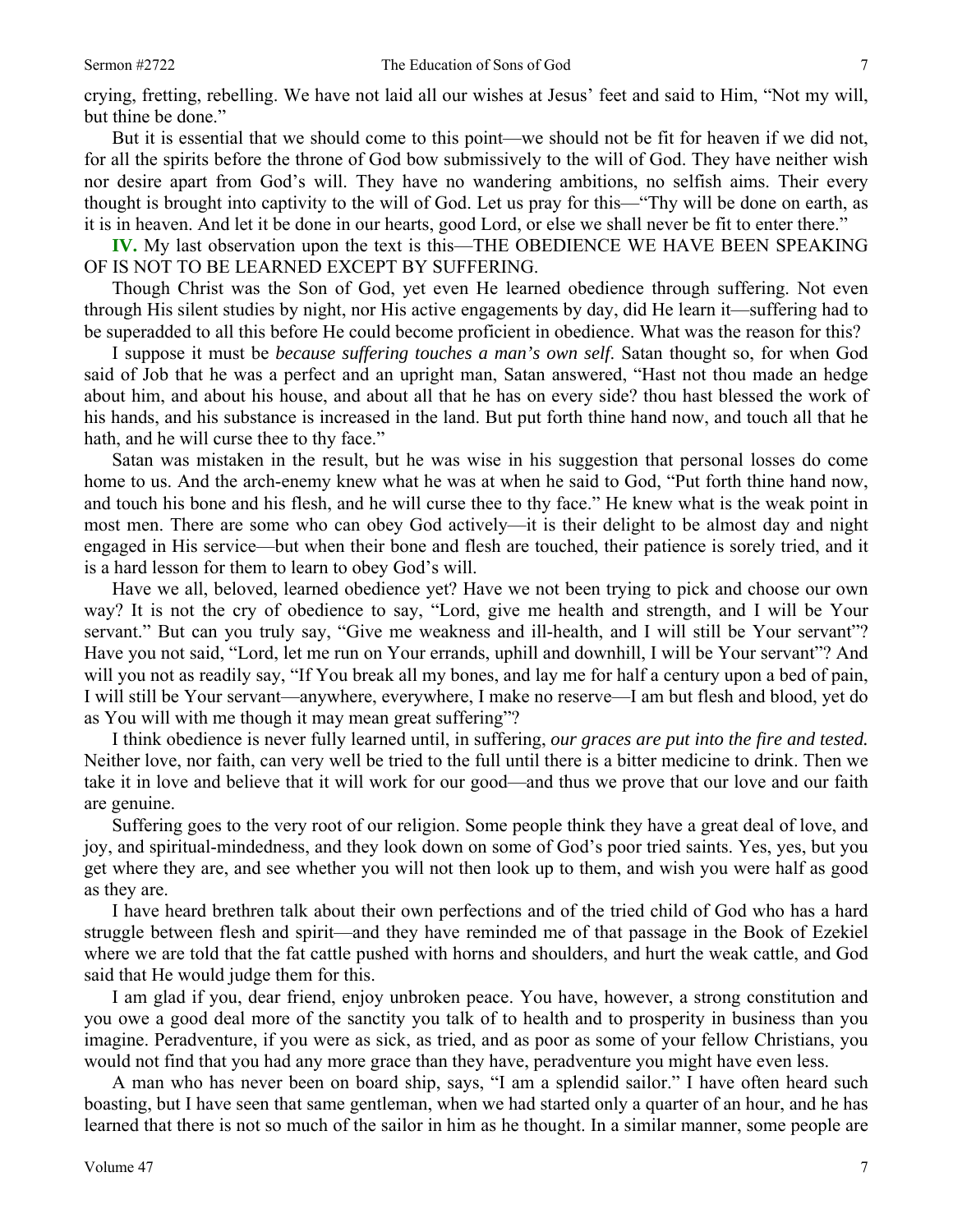crying, fretting, rebelling. We have not laid all our wishes at Jesus' feet and said to Him, "Not my will, but thine be done."

But it is essential that we should come to this point—we should not be fit for heaven if we did not, for all the spirits before the throne of God bow submissively to the will of God. They have neither wish nor desire apart from God's will. They have no wandering ambitions, no selfish aims. Their every thought is brought into captivity to the will of God. Let us pray for this—"Thy will be done on earth, as it is in heaven. And let it be done in our hearts, good Lord, or else we shall never be fit to enter there."

**IV.** My last observation upon the text is this—THE OBEDIENCE WE HAVE BEEN SPEAKING OF IS NOT TO BE LEARNED EXCEPT BY SUFFERING.

Though Christ was the Son of God, yet even He learned obedience through suffering. Not even through His silent studies by night, nor His active engagements by day, did He learn it—suffering had to be superadded to all this before He could become proficient in obedience. What was the reason for this?

I suppose it must be *because suffering touches a man's own self*. Satan thought so, for when God said of Job that he was a perfect and an upright man, Satan answered, "Hast not thou made an hedge about him, and about his house, and about all that he has on every side? thou hast blessed the work of his hands, and his substance is increased in the land. But put forth thine hand now, and touch all that he hath, and he will curse thee to thy face."

Satan was mistaken in the result, but he was wise in his suggestion that personal losses do come home to us. And the arch-enemy knew what he was at when he said to God, "Put forth thine hand now, and touch his bone and his flesh, and he will curse thee to thy face." He knew what is the weak point in most men. There are some who can obey God actively—it is their delight to be almost day and night engaged in His service—but when their bone and flesh are touched, their patience is sorely tried, and it is a hard lesson for them to learn to obey God's will.

Have we all, beloved, learned obedience yet? Have we not been trying to pick and choose our own way? It is not the cry of obedience to say, "Lord, give me health and strength, and I will be Your servant." But can you truly say, "Give me weakness and ill-health, and I will still be Your servant"? Have you not said, "Lord, let me run on Your errands, uphill and downhill, I will be Your servant"? And will you not as readily say, "If You break all my bones, and lay me for half a century upon a bed of pain, I will still be Your servant—anywhere, everywhere, I make no reserve—I am but flesh and blood, yet do as You will with me though it may mean great suffering"?

I think obedience is never fully learned until, in suffering, *our graces are put into the fire and tested.* Neither love, nor faith, can very well be tried to the full until there is a bitter medicine to drink. Then we take it in love and believe that it will work for our good—and thus we prove that our love and our faith are genuine.

Suffering goes to the very root of our religion. Some people think they have a great deal of love, and joy, and spiritual-mindedness, and they look down on some of God's poor tried saints. Yes, yes, but you get where they are, and see whether you will not then look up to them, and wish you were half as good as they are.

I have heard brethren talk about their own perfections and of the tried child of God who has a hard struggle between flesh and spirit—and they have reminded me of that passage in the Book of Ezekiel where we are told that the fat cattle pushed with horns and shoulders, and hurt the weak cattle, and God said that He would judge them for this.

I am glad if you, dear friend, enjoy unbroken peace. You have, however, a strong constitution and you owe a good deal more of the sanctity you talk of to health and to prosperity in business than you imagine. Peradventure, if you were as sick, as tried, and as poor as some of your fellow Christians, you would not find that you had any more grace than they have, peradventure you might have even less.

A man who has never been on board ship, says, "I am a splendid sailor." I have often heard such boasting, but I have seen that same gentleman, when we had started only a quarter of an hour, and he has learned that there is not so much of the sailor in him as he thought. In a similar manner, some people are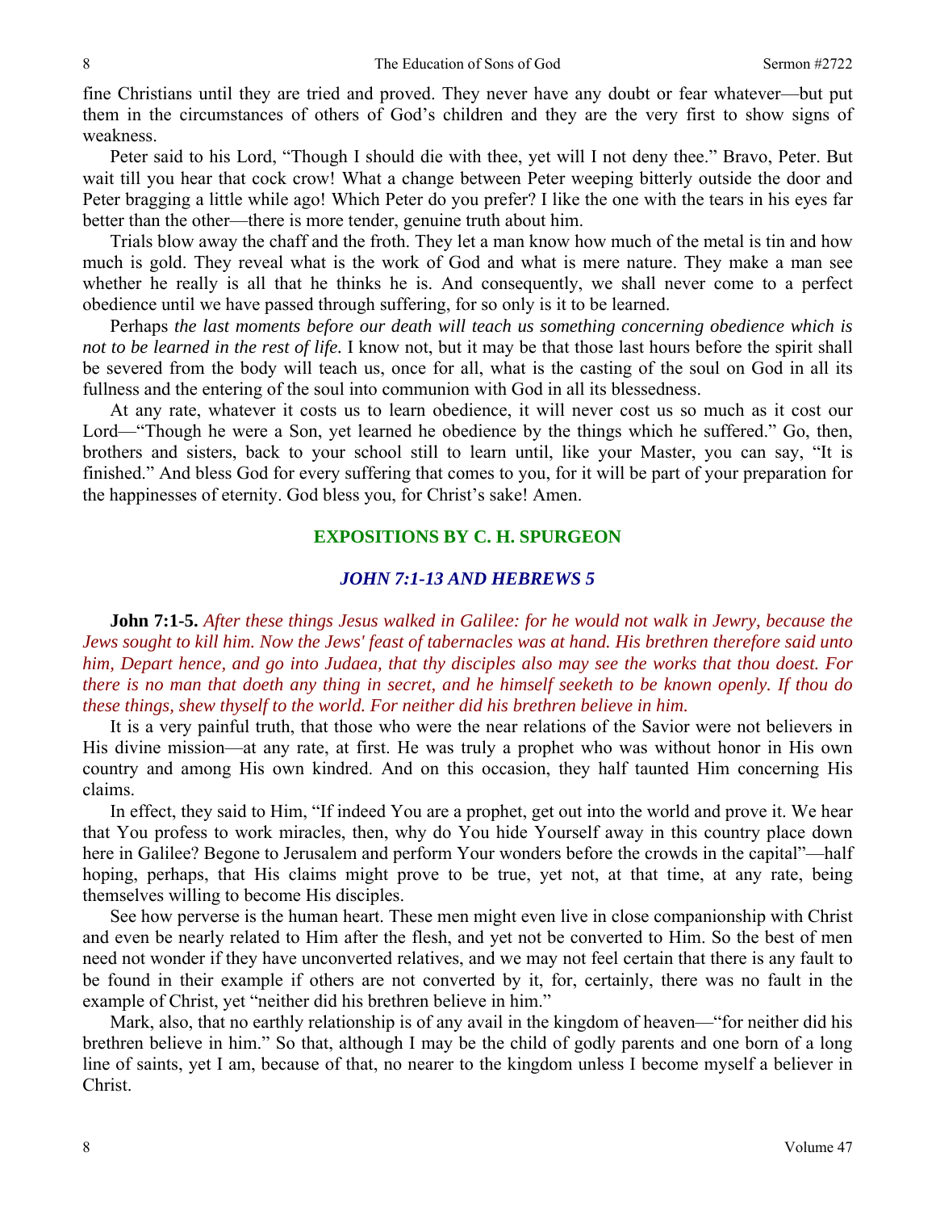fine Christians until they are tried and proved. They never have any doubt or fear whatever—but put them in the circumstances of others of God's children and they are the very first to show signs of weakness.

Peter said to his Lord, "Though I should die with thee, yet will I not deny thee." Bravo, Peter. But wait till you hear that cock crow! What a change between Peter weeping bitterly outside the door and Peter bragging a little while ago! Which Peter do you prefer? I like the one with the tears in his eyes far better than the other—there is more tender, genuine truth about him.

Trials blow away the chaff and the froth. They let a man know how much of the metal is tin and how much is gold. They reveal what is the work of God and what is mere nature. They make a man see whether he really is all that he thinks he is. And consequently, we shall never come to a perfect obedience until we have passed through suffering, for so only is it to be learned.

Perhaps *the last moments before our death will teach us something concerning obedience which is not to be learned in the rest of life.* I know not, but it may be that those last hours before the spirit shall be severed from the body will teach us, once for all, what is the casting of the soul on God in all its fullness and the entering of the soul into communion with God in all its blessedness.

At any rate, whatever it costs us to learn obedience, it will never cost us so much as it cost our Lord—"Though he were a Son, yet learned he obedience by the things which he suffered." Go, then, brothers and sisters, back to your school still to learn until, like your Master, you can say, "It is finished." And bless God for every suffering that comes to you, for it will be part of your preparation for the happinesses of eternity. God bless you, for Christ's sake! Amen.

## EXPOSITIONS BY C. H. SPURGEON

### *JOHN 7:1-13 AND HEBREWS 5*

**John 7:1-5.** *After these things Jesus walked in Galilee: for he would not walk in Jewry, because the Jews sought to kill him. Now the Jews' feast of tabernacles was at hand. His brethren therefore said unto him, Depart hence, and go into Judaea, that thy disciples also may see the works that thou doest. For there is no man that doeth any thing in secret, and he himself seeketh to be known openly. If thou do these things, shew thyself to the world. For neither did his brethren believe in him.*

It is a very painful truth, that those who were the near relations of the Savior were not believers in His divine mission—at any rate, at first. He was truly a prophet who was without honor in His own country and among His own kindred. And on this occasion, they half taunted Him concerning His claims.

In effect, they said to Him, "If indeed You are a prophet, get out into the world and prove it. We hear that You profess to work miracles, then, why do You hide Yourself away in this country place down here in Galilee? Begone to Jerusalem and perform Your wonders before the crowds in the capital"—half hoping, perhaps, that His claims might prove to be true, yet not, at that time, at any rate, being themselves willing to become His disciples.

See how perverse is the human heart. These men might even live in close companionship with Christ and even be nearly related to Him after the flesh, and yet not be converted to Him. So the best of men need not wonder if they have unconverted relatives, and we may not feel certain that there is any fault to be found in their example if others are not converted by it, for, certainly, there was no fault in the example of Christ, yet "neither did his brethren believe in him."

Mark, also, that no earthly relationship is of any avail in the kingdom of heaven—"for neither did his brethren believe in him." So that, although I may be the child of godly parents and one born of a long line of saints, yet I am, because of that, no nearer to the kingdom unless I become myself a believer in Christ.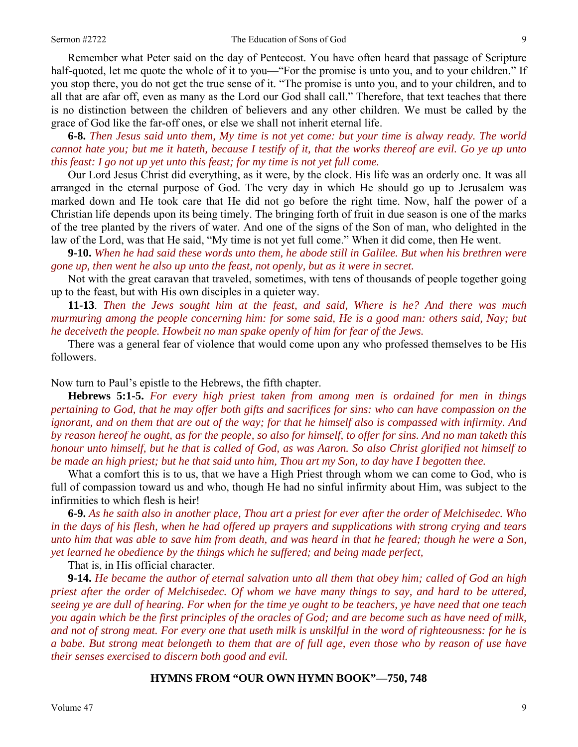Remember what Peter said on the day of Pentecost. You have often heard that passage of Scripture half-quoted, let me quote the whole of it to you—"For the promise is unto you, and to your children." If you stop there, you do not get the true sense of it. "The promise is unto you, and to your children, and to all that are afar off, even as many as the Lord our God shall call." Therefore, that text teaches that there is no distinction between the children of believers and any other children. We must be called by the grace of God like the far-off ones, or else we shall not inherit eternal life.

**6-8.** *Then Jesus said unto them, My time is not yet come: but your time is alway ready. The world cannot hate you; but me it hateth, because I testify of it, that the works thereof are evil. Go ye up unto this feast: I go not up yet unto this feast; for my time is not yet full come.*

Our Lord Jesus Christ did everything, as it were, by the clock. His life was an orderly one. It was all arranged in the eternal purpose of God. The very day in which He should go up to Jerusalem was marked down and He took care that He did not go before the right time. Now, half the power of a Christian life depends upon its being timely. The bringing forth of fruit in due season is one of the marks of the tree planted by the rivers of water. And one of the signs of the Son of man, who delighted in the law of the Lord, was that He said, "My time is not yet full come." When it did come, then He went.

**9-10.** *When he had said these words unto them, he abode still in Galilee. But when his brethren were gone up, then went he also up unto the feast, not openly, but as it were in secret.*

Not with the great caravan that traveled, sometimes, with tens of thousands of people together going up to the feast, but with His own disciples in a quieter way.

**11-13**. *Then the Jews sought him at the feast, and said, Where is he? And there was much murmuring among the people concerning him: for some said, He is a good man: others said, Nay; but he deceiveth the people. Howbeit no man spake openly of him for fear of the Jews.*

There was a general fear of violence that would come upon any who professed themselves to be His followers.

Now turn to Paul's epistle to the Hebrews, the fifth chapter.

**Hebrews 5:1-5.** *For every high priest taken from among men is ordained for men in things pertaining to God, that he may offer both gifts and sacrifices for sins: who can have compassion on the ignorant, and on them that are out of the way; for that he himself also is compassed with infirmity. And by reason hereof he ought, as for the people, so also for himself, to offer for sins. And no man taketh this honour unto himself, but he that is called of God, as was Aaron. So also Christ glorified not himself to be made an high priest; but he that said unto him, Thou art my Son, to day have I begotten thee.*

What a comfort this is to us, that we have a High Priest through whom we can come to God, who is full of compassion toward us and who, though He had no sinful infirmity about Him, was subject to the infirmities to which flesh is heir!

**6-9.** *As he saith also in another place, Thou art a priest for ever after the order of Melchisedec. Who in the days of his flesh, when he had offered up prayers and supplications with strong crying and tears unto him that was able to save him from death, and was heard in that he feared; though he were a Son, yet learned he obedience by the things which he suffered; and being made perfect,*

That is, in His official character.

**9-14.** *He became the author of eternal salvation unto all them that obey him; called of God an high priest after the order of Melchisedec. Of whom we have many things to say, and hard to be uttered, seeing ye are dull of hearing. For when for the time ye ought to be teachers, ye have need that one teach you again which be the first principles of the oracles of God; and are become such as have need of milk, and not of strong meat. For every one that useth milk is unskilful in the word of righteousness: for he is a babe. But strong meat belongeth to them that are of full age, even those who by reason of use have their senses exercised to discern both good and evil.*

**HYMNS FROM "OUR OWN HYMN BOOK"—750, 748**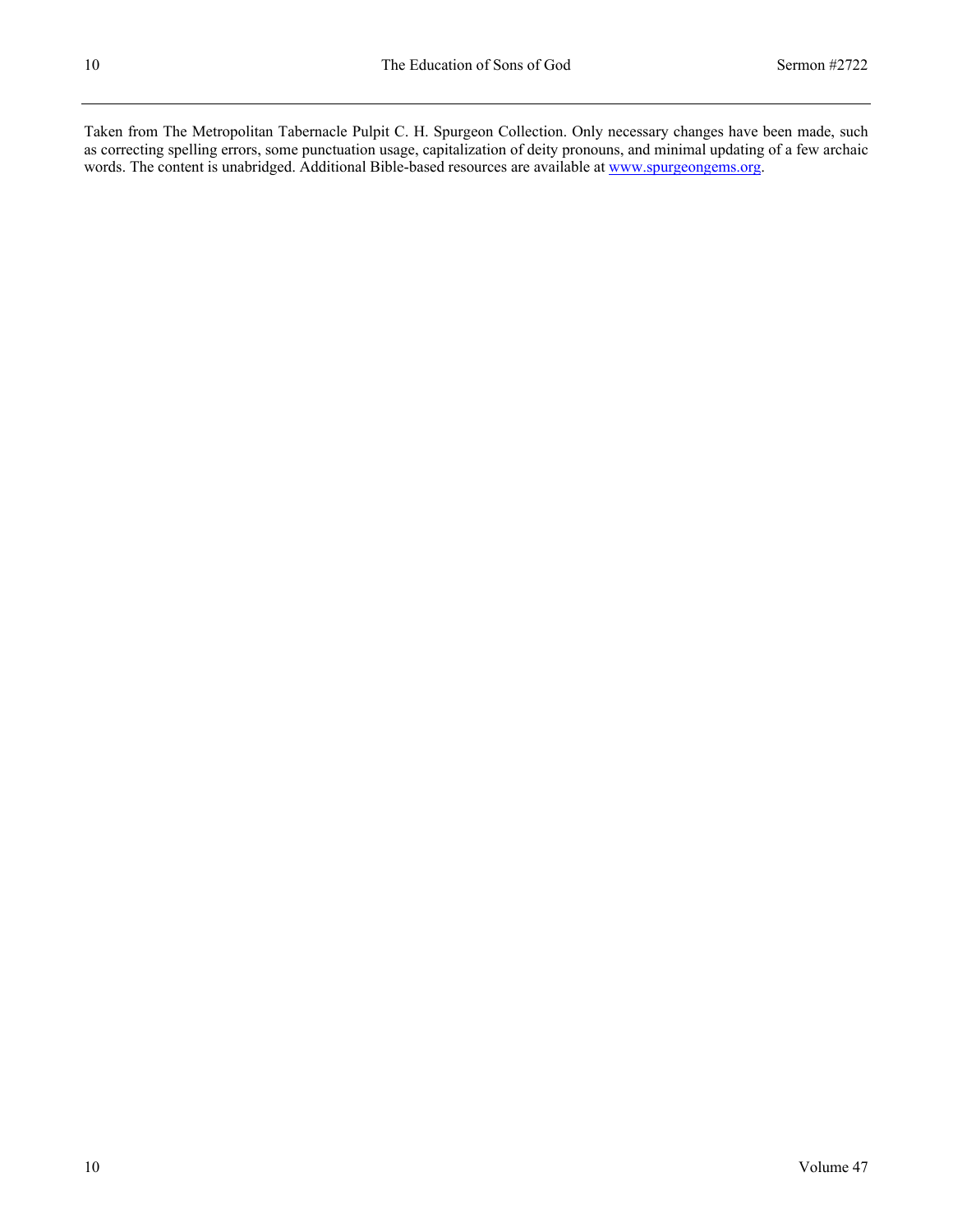Taken from The Metropolitan Tabernacle Pulpit C. H. Spurgeon Collection. Only necessary changes have been made, such as correcting spelling errors, some punctuation usage, capitalization of deity pronouns, and minimal updating of a few archaic words. The content is unabridged. Additional Bible-based resources are available at www.spurgeongems.org.